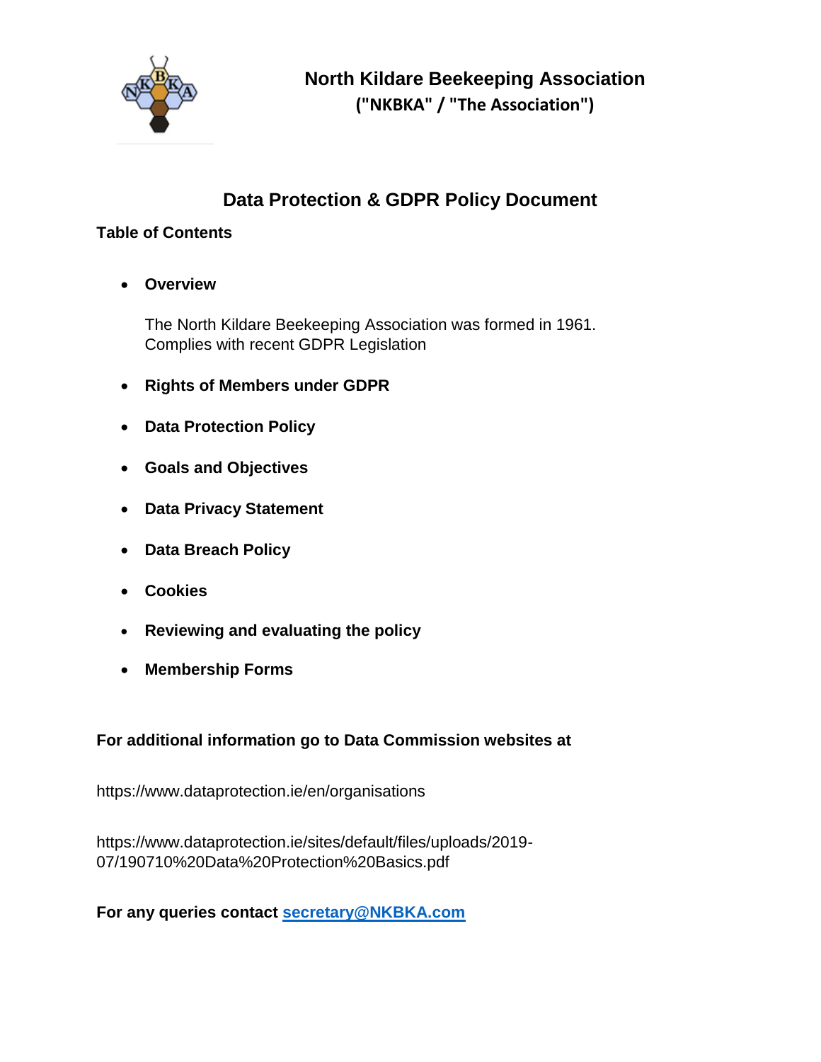# North Kildare Beekeeping Association

**("NKBKA" / "The Association")**

## Data Protection & GDPR Policy Document

**Table of Contents**

- **Overview**

  The North Kildare Beekeeping Association was formed in 1961.
  Complies with recent GDPR Legislation

- **Rights of Members under GDPR**
- **Data Protection Policy**
- **Goals and Objectives**
- **Data Privacy Statement**
- **Data Breach Policy**
- **Cookies**
- **Reviewing and evaluating the policy**
- **Membership Forms**

**For additional information go to Data Commission websites at**

https://www.dataprotection.ie/en/organisations

https://www.dataprotection.ie/sites/default/files/uploads/2019-07/190710%20Data%20Protection%20Basics.pdf

**For any queries contact [secretary@NKBKA.com](mailto:secretary@NKBKA.com)**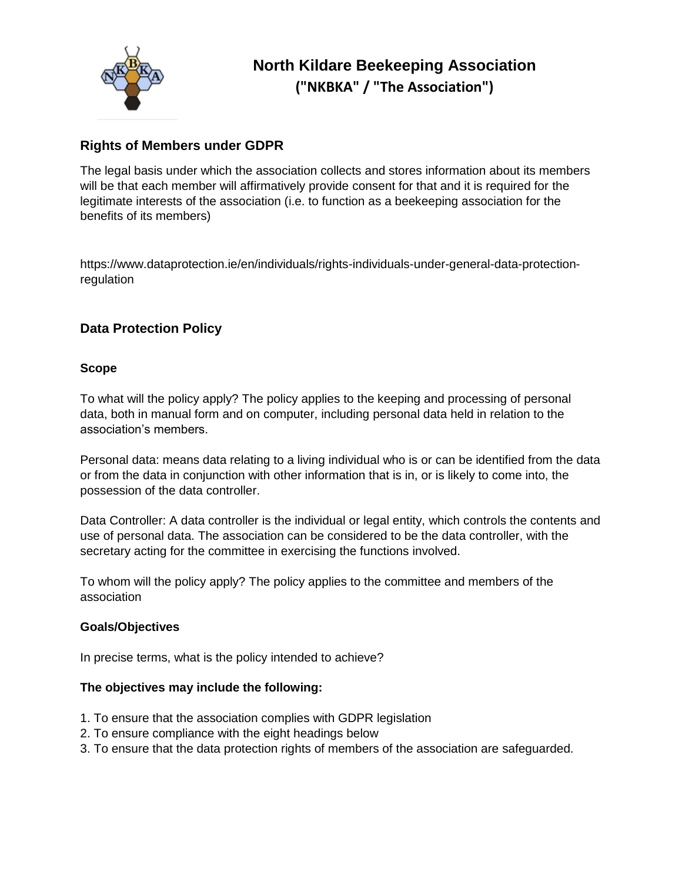# North Kildare Beekeeping Association
## ("NKBKA" / "The Association")

### Rights of Members under GDPR

The legal basis under which the association collects and stores information about its members will be that each member will affirmatively provide consent for that and it is required for the legitimate interests of the association (i.e. to function as a beekeeping association for the benefits of its members)

https://www.dataprotection.ie/en/individuals/rights-individuals-under-general-data-protection-regulation

### Data Protection Policy

#### Scope

To what will the policy apply? The policy applies to the keeping and processing of personal data, both in manual form and on computer, including personal data held in relation to the association's members.

Personal data: means data relating to a living individual who is or can be identified from the data or from the data in conjunction with other information that is in, or is likely to come into, the possession of the data controller.

Data Controller: A data controller is the individual or legal entity, which controls the contents and use of personal data. The association can be considered to be the data controller, with the secretary acting for the committee in exercising the functions involved.

To whom will the policy apply? The policy applies to the committee and members of the association

#### Goals/Objectives

In precise terms, what is the policy intended to achieve?

**The objectives may include the following:**

1. To ensure that the association complies with GDPR legislation
2. To ensure compliance with the eight headings below
3. To ensure that the data protection rights of members of the association are safeguarded.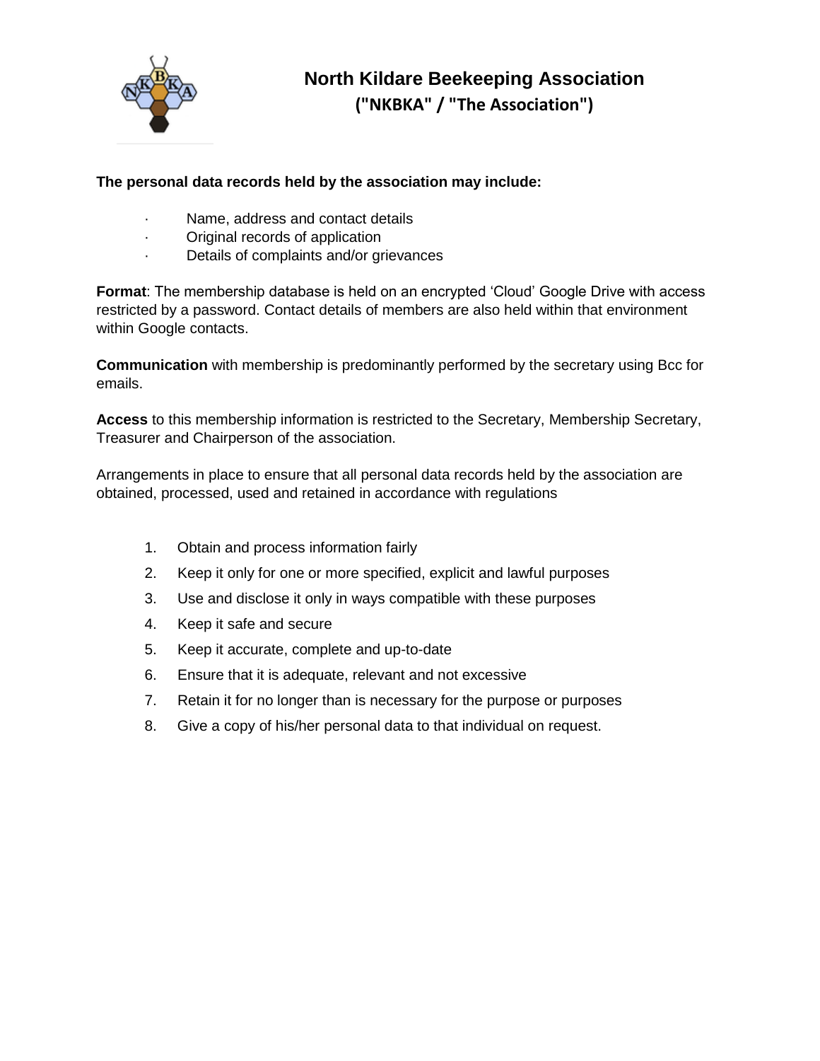# North Kildare Beekeeping Association
## ("NKBKA" / "The Association")

**The personal data records held by the association may include:**

- Name, address and contact details
- Original records of application
- Details of complaints and/or grievances

**Format**: The membership database is held on an encrypted 'Cloud' Google Drive with access restricted by a password. Contact details of members are also held within that environment within Google contacts.

**Communication** with membership is predominantly performed by the secretary using Bcc for emails.

**Access** to this membership information is restricted to the Secretary, Membership Secretary, Treasurer and Chairperson of the association.

Arrangements in place to ensure that all personal data records held by the association are obtained, processed, used and retained in accordance with regulations

1. Obtain and process information fairly
2. Keep it only for one or more specified, explicit and lawful purposes
3. Use and disclose it only in ways compatible with these purposes
4. Keep it safe and secure
5. Keep it accurate, complete and up-to-date
6. Ensure that it is adequate, relevant and not excessive
7. Retain it for no longer than is necessary for the purpose or purposes
8. Give a copy of his/her personal data to that individual on request.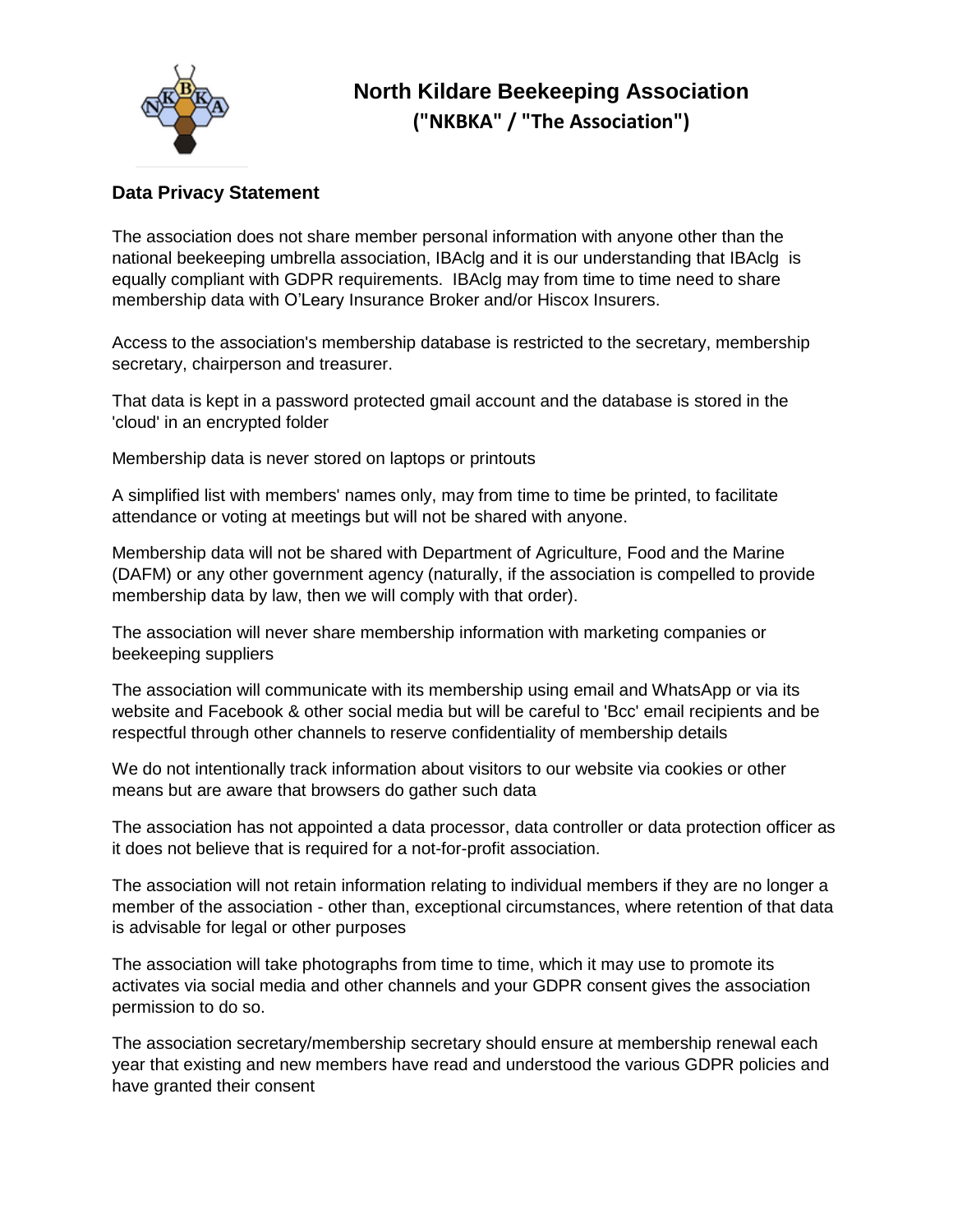# North Kildare Beekeeping Association
## ("NKBKA" / "The Association")

### Data Privacy Statement

The association does not share member personal information with anyone other than the national beekeeping umbrella association, IBAclg and it is our understanding that IBAclg is equally compliant with GDPR requirements. IBAclg may from time to time need to share membership data with O'Leary Insurance Broker and/or Hiscox Insurers.

Access to the association's membership database is restricted to the secretary, membership secretary, chairperson and treasurer.

That data is kept in a password protected gmail account and the database is stored in the 'cloud' in an encrypted folder

Membership data is never stored on laptops or printouts

A simplified list with members' names only, may from time to time be printed, to facilitate attendance or voting at meetings but will not be shared with anyone.

Membership data will not be shared with Department of Agriculture, Food and the Marine (DAFM) or any other government agency (naturally, if the association is compelled to provide membership data by law, then we will comply with that order).

The association will never share membership information with marketing companies or beekeeping suppliers

The association will communicate with its membership using email and WhatsApp or via its website and Facebook & other social media but will be careful to 'Bcc' email recipients and be respectful through other channels to reserve confidentiality of membership details

We do not intentionally track information about visitors to our website via cookies or other means but are aware that browsers do gather such data

The association has not appointed a data processor, data controller or data protection officer as it does not believe that is required for a not-for-profit association.

The association will not retain information relating to individual members if they are no longer a member of the association - other than, exceptional circumstances, where retention of that data is advisable for legal or other purposes

The association will take photographs from time to time, which it may use to promote its activates via social media and other channels and your GDPR consent gives the association permission to do so.

The association secretary/membership secretary should ensure at membership renewal each year that existing and new members have read and understood the various GDPR policies and have granted their consent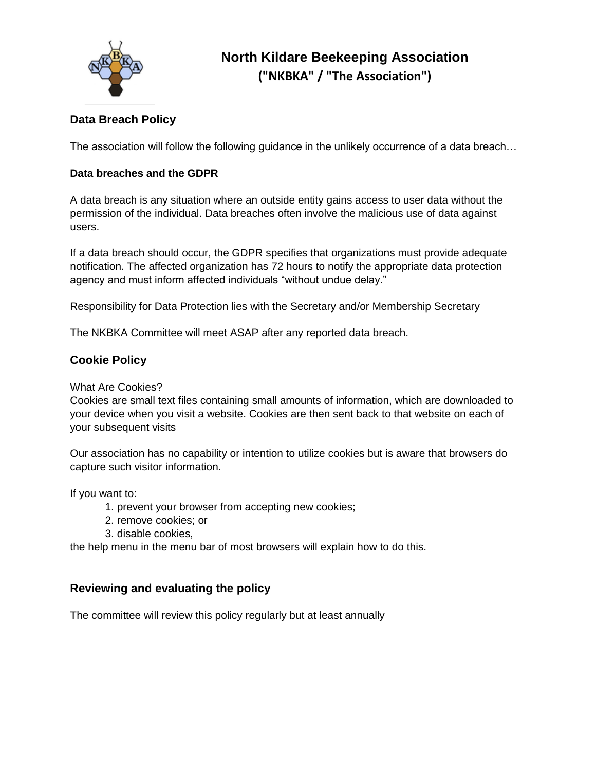# North Kildare Beekeeping Association
## ("NKBKA" / "The Association")

## Data Breach Policy

The association will follow the following guidance in the unlikely occurrence of a data breach…

### Data breaches and the GDPR

A data breach is any situation where an outside entity gains access to user data without the permission of the individual. Data breaches often involve the malicious use of data against users.

If a data breach should occur, the GDPR specifies that organizations must provide adequate notification. The affected organization has 72 hours to notify the appropriate data protection agency and must inform affected individuals "without undue delay."

Responsibility for Data Protection lies with the Secretary and/or Membership Secretary

The NKBKA Committee will meet ASAP after any reported data breach.

## Cookie Policy

What Are Cookies?
Cookies are small text files containing small amounts of information, which are downloaded to your device when you visit a website. Cookies are then sent back to that website on each of your subsequent visits

Our association has no capability or intention to utilize cookies but is aware that browsers do capture such visitor information.

If you want to:

1. prevent your browser from accepting new cookies;
2. remove cookies; or
3. disable cookies,

the help menu in the menu bar of most browsers will explain how to do this.

## Reviewing and evaluating the policy

The committee will review this policy regularly but at least annually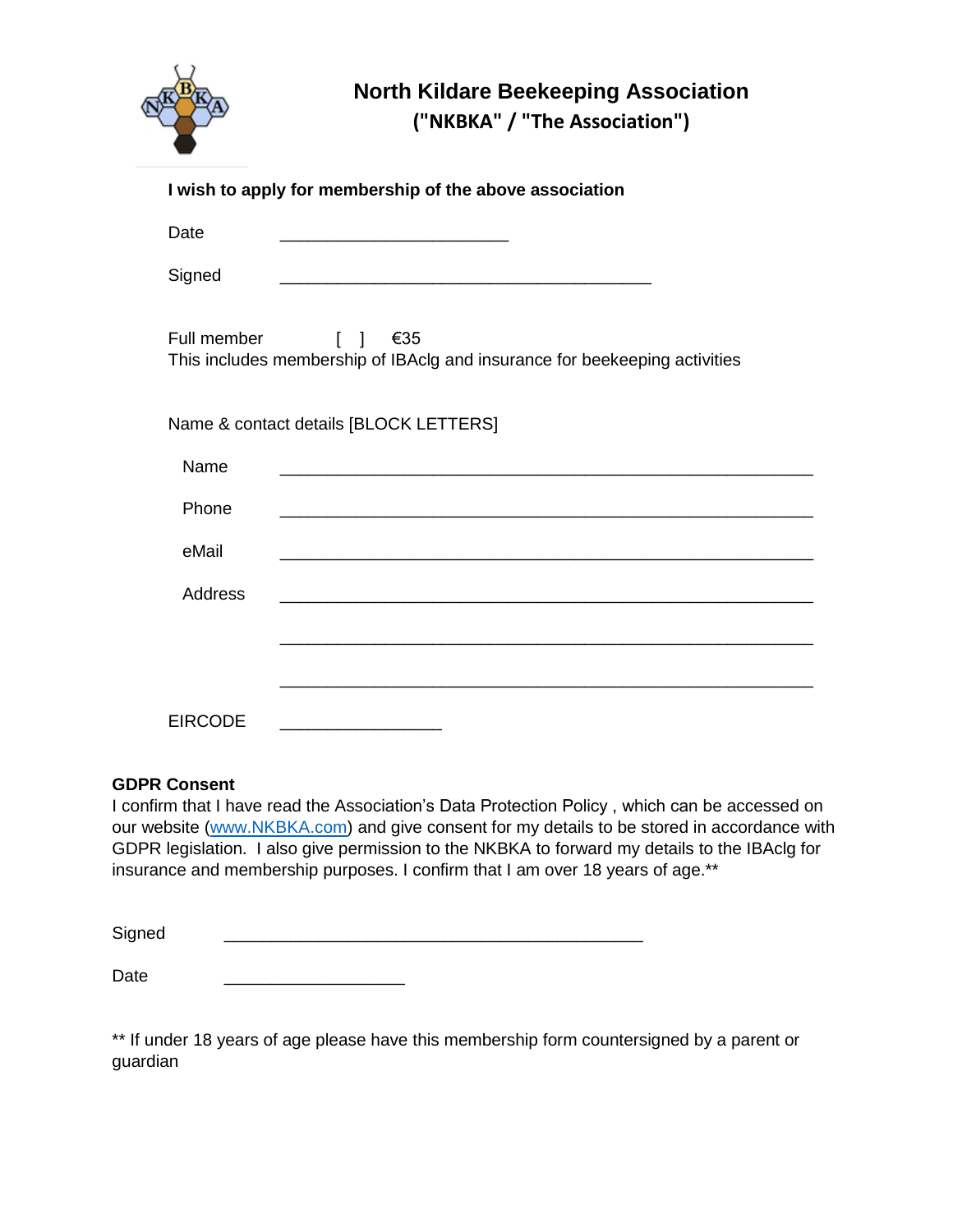# North Kildare Beekeeping Association
## ("NKBKA" / "The Association")

**I wish to apply for membership of the above association**

Date ________________________

Signed ________________________________________

Full member [ ] €35
This includes membership of IBAclg and insurance for beekeeping activities

Name & contact details [BLOCK LETTERS]

Name ________________________________________________________

Phone ________________________________________________________

eMail ________________________________________________________

Address ________________________________________________________

________________________________________________________

________________________________________________________

EIRCODE _________________

**GDPR Consent**
I confirm that I have read the Association's Data Protection Policy , which can be accessed on our website (www.NKBKA.com) and give consent for my details to be stored in accordance with GDPR legislation. I also give permission to the NKBKA to forward my details to the IBAclg for insurance and membership purposes. I confirm that I am over 18 years of age.**

Signed ____________________________________________

Date ___________________

** If under 18 years of age please have this membership form countersigned by a parent or guardian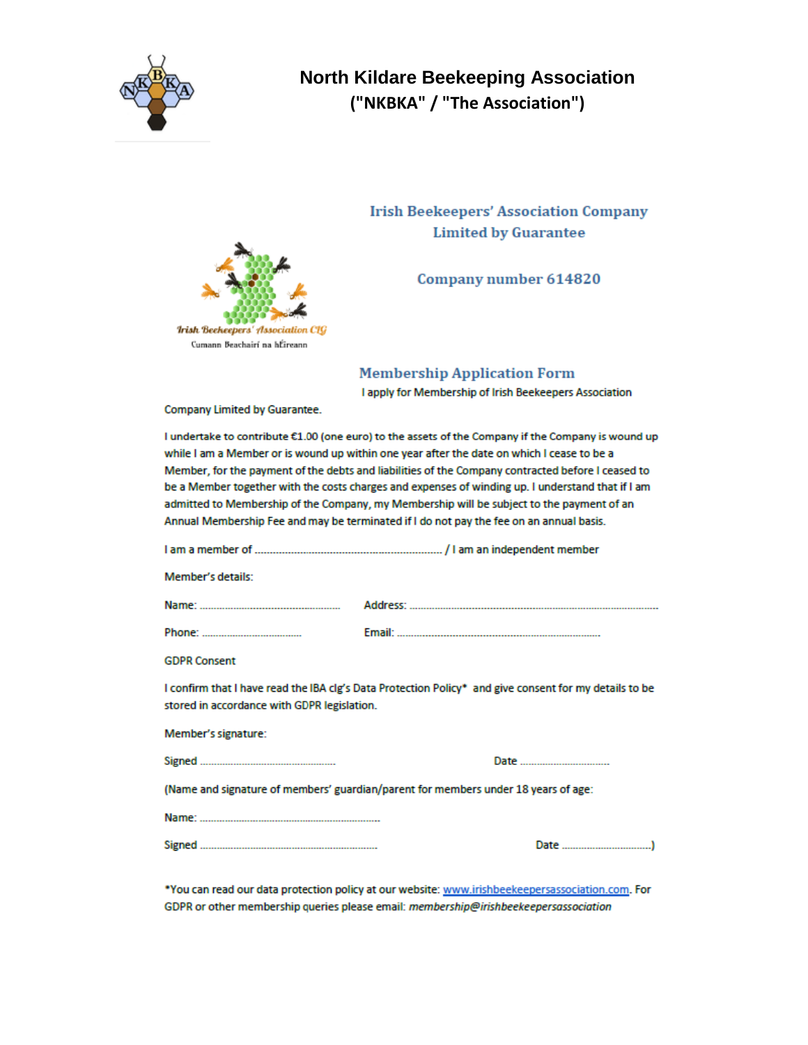# North Kildare Beekeeping Association

**("NKBKA" / "The Association")**

Irish Beekeepers' Association CLG

Cumann Beachairí na hÉireann

## Irish Beekeepers' Association Company Limited by Guarantee

## Company number 614820

## Membership Application Form

I apply for Membership of Irish Beekeepers Association Company Limited by Guarantee.

I undertake to contribute €1.00 (one euro) to the assets of the Company if the Company is wound up while I am a Member or is wound up within one year after the date on which I cease to be a Member, for the payment of the debts and liabilities of the Company contracted before I ceased to be a Member together with the costs charges and expenses of winding up. I understand that if I am admitted to Membership of the Company, my Membership will be subject to the payment of an Annual Membership Fee and may be terminated if I do not pay the fee on an annual basis.

I am a member of ............................................................... / I am an independent member

Member's details:

Name: ................................................... Address: ...................................................................................

Phone: .................................... Email: ........................................................................

GDPR Consent

I confirm that I have read the IBA clg's Data Protection Policy* and give consent for my details to be stored in accordance with GDPR legislation.

Member's signature:

Signed ................................................... Date ................................

(Name and signature of members' guardian/parent for members under 18 years of age:

Name: ...................................................................

Signed ................................................................ Date ................................)

*You can read our data protection policy at our website: www.irishbeekeepersassociation.com. For GDPR or other membership queries please email: *membership@irishbeekeepersassociation*